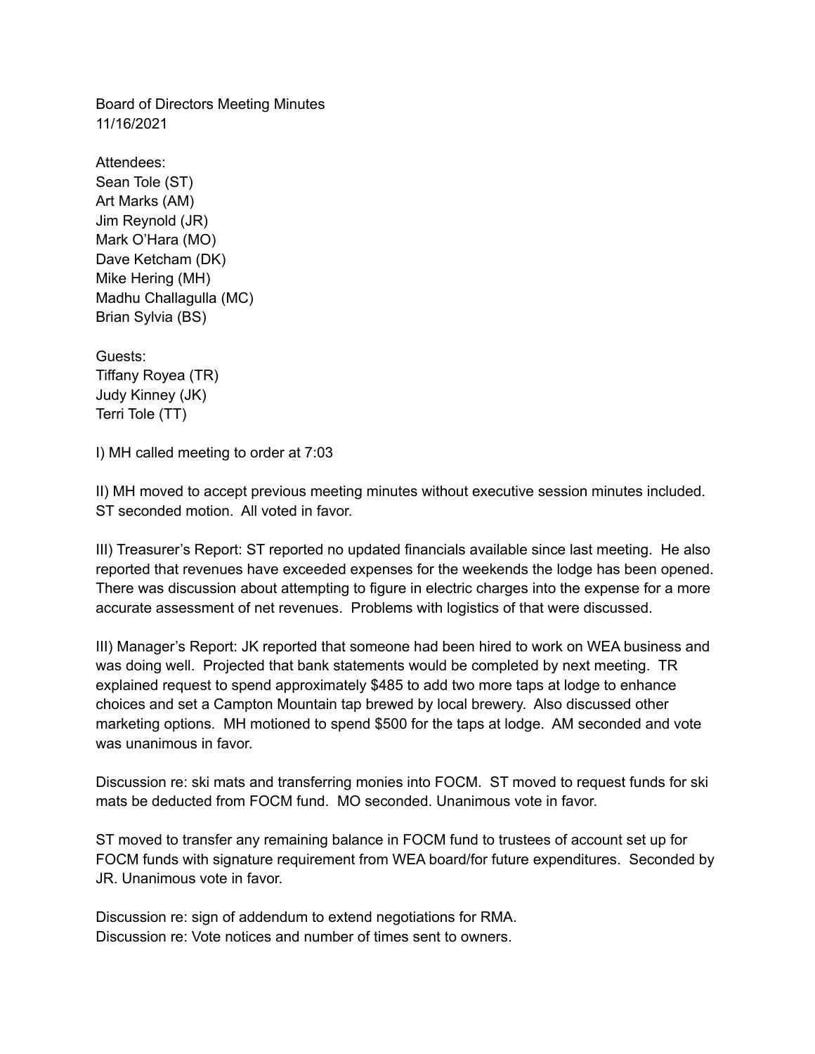Board of Directors Meeting Minutes
11/16/2021

Attendees:
Sean Tole (ST)
Art Marks (AM)
Jim Reynold (JR)
Mark O'Hara (MO)
Dave Ketcham (DK)
Mike Hering (MH)
Madhu Challagulla (MC)
Brian Sylvia (BS)

Guests:
Tiffany Royea (TR)
Judy Kinney (JK)
Terri Tole (TT)

I) MH called meeting to order at 7:03

II) MH moved to accept previous meeting minutes without executive session minutes included. ST seconded motion. All voted in favor.

III) Treasurer's Report: ST reported no updated financials available since last meeting. He also reported that revenues have exceeded expenses for the weekends the lodge has been opened. There was discussion about attempting to figure in electric charges into the expense for a more accurate assessment of net revenues. Problems with logistics of that were discussed.

III) Manager's Report: JK reported that someone had been hired to work on WEA business and was doing well. Projected that bank statements would be completed by next meeting. TR explained request to spend approximately $485 to add two more taps at lodge to enhance choices and set a Campton Mountain tap brewed by local brewery. Also discussed other marketing options. MH motioned to spend $500 for the taps at lodge. AM seconded and vote was unanimous in favor.

Discussion re: ski mats and transferring monies into FOCM. ST moved to request funds for ski mats be deducted from FOCM fund. MO seconded. Unanimous vote in favor.

ST moved to transfer any remaining balance in FOCM fund to trustees of account set up for FOCM funds with signature requirement from WEA board/for future expenditures. Seconded by JR. Unanimous vote in favor.

Discussion re: sign of addendum to extend negotiations for RMA.
Discussion re: Vote notices and number of times sent to owners.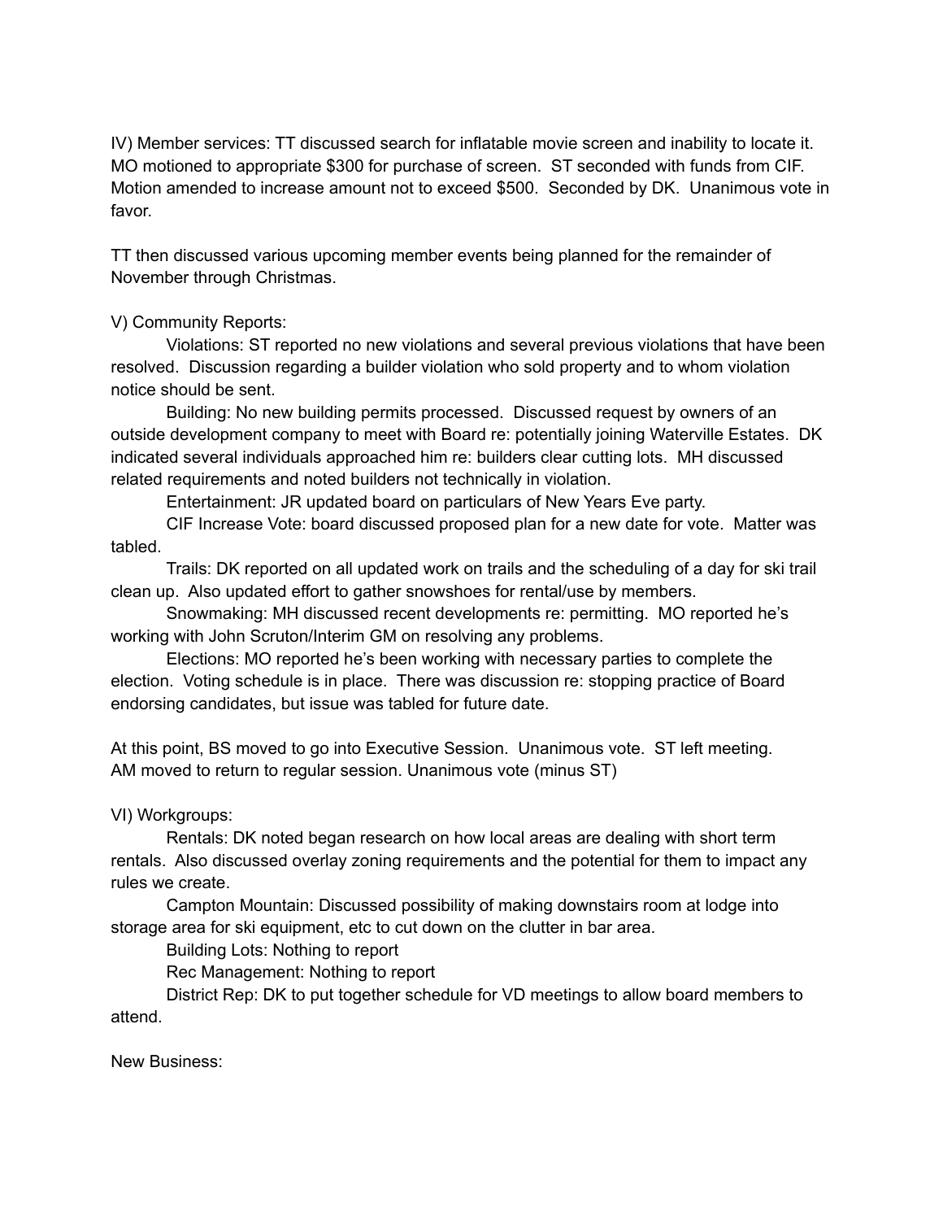IV) Member services: TT discussed search for inflatable movie screen and inability to locate it. MO motioned to appropriate $300 for purchase of screen. ST seconded with funds from CIF. Motion amended to increase amount not to exceed $500. Seconded by DK. Unanimous vote in favor.

TT then discussed various upcoming member events being planned for the remainder of November through Christmas.

V) Community Reports:

Violations: ST reported no new violations and several previous violations that have been resolved. Discussion regarding a builder violation who sold property and to whom violation notice should be sent.

Building: No new building permits processed. Discussed request by owners of an outside development company to meet with Board re: potentially joining Waterville Estates. DK indicated several individuals approached him re: builders clear cutting lots. MH discussed related requirements and noted builders not technically in violation.

Entertainment: JR updated board on particulars of New Years Eve party.

CIF Increase Vote: board discussed proposed plan for a new date for vote. Matter was tabled.

Trails: DK reported on all updated work on trails and the scheduling of a day for ski trail clean up. Also updated effort to gather snowshoes for rental/use by members.

Snowmaking: MH discussed recent developments re: permitting. MO reported he's working with John Scruton/Interim GM on resolving any problems.

Elections: MO reported he's been working with necessary parties to complete the election. Voting schedule is in place. There was discussion re: stopping practice of Board endorsing candidates, but issue was tabled for future date.

At this point, BS moved to go into Executive Session. Unanimous vote. ST left meeting.
AM moved to return to regular session. Unanimous vote (minus ST)

VI) Workgroups:

Rentals: DK noted began research on how local areas are dealing with short term rentals. Also discussed overlay zoning requirements and the potential for them to impact any rules we create.

Campton Mountain: Discussed possibility of making downstairs room at lodge into storage area for ski equipment, etc to cut down on the clutter in bar area.

Building Lots: Nothing to report

Rec Management: Nothing to report

District Rep: DK to put together schedule for VD meetings to allow board members to attend.

New Business: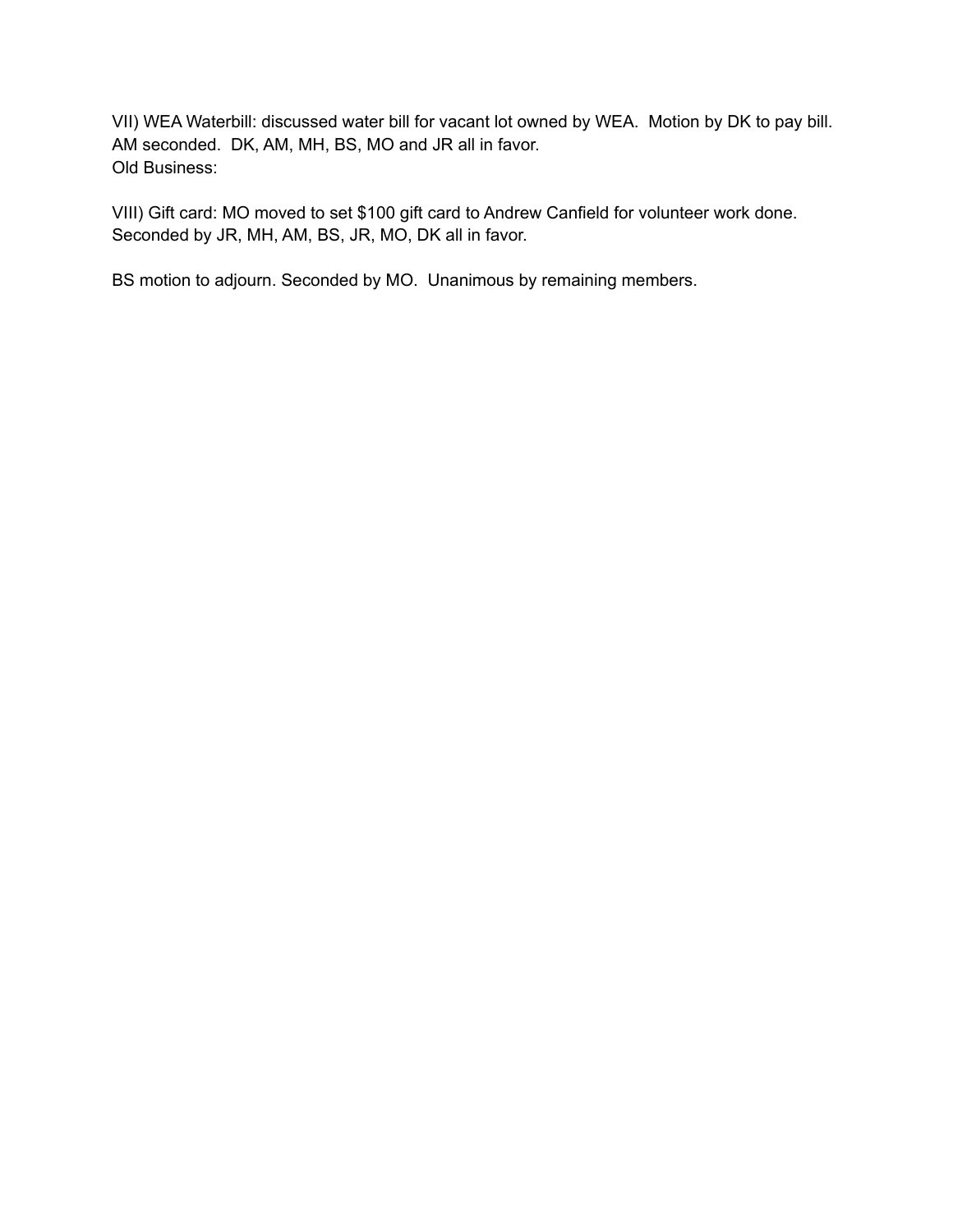VII) WEA Waterbill: discussed water bill for vacant lot owned by WEA. Motion by DK to pay bill. AM seconded. DK, AM, MH, BS, MO and JR all in favor.
Old Business:

VIII) Gift card: MO moved to set $100 gift card to Andrew Canfield for volunteer work done. Seconded by JR, MH, AM, BS, JR, MO, DK all in favor.

BS motion to adjourn. Seconded by MO. Unanimous by remaining members.